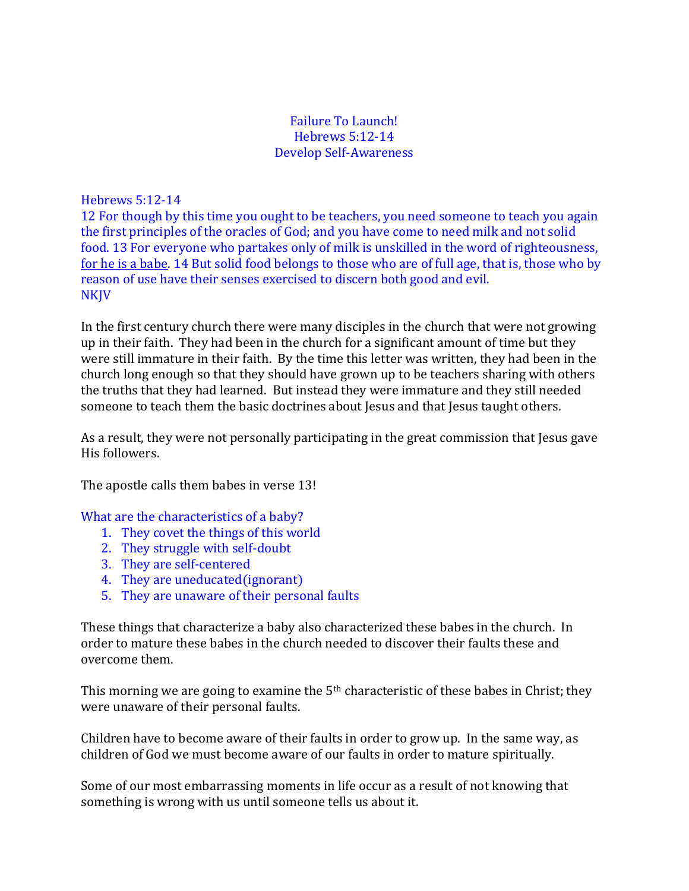# Failure To Launch!
## Hebrews 5:12-14
## Develop Self-Awareness

Hebrews 5:12-14
12 For though by this time you ought to be teachers, you need someone to teach you again the first principles of the oracles of God; and you have come to need milk and not solid food. 13 For everyone who partakes only of milk is unskilled in the word of righteousness, <u>for he is a babe</u>. 14 But solid food belongs to those who are of full age, that is, those who by reason of use have their senses exercised to discern both good and evil.
NKJV

In the first century church there were many disciples in the church that were not growing up in their faith. They had been in the church for a significant amount of time but they were still immature in their faith. By the time this letter was written, they had been in the church long enough so that they should have grown up to be teachers sharing with others the truths that they had learned. But instead they were immature and they still needed someone to teach them the basic doctrines about Jesus and that Jesus taught others.

As a result, they were not personally participating in the great commission that Jesus gave His followers.

The apostle calls them babes in verse 13!

What are the characteristics of a baby?

1. They covet the things of this world
2. They struggle with self-doubt
3. They are self-centered
4. They are uneducated(ignorant)
5. They are unaware of their personal faults

These things that characterize a baby also characterized these babes in the church. In order to mature these babes in the church needed to discover their faults these and overcome them.

This morning we are going to examine the 5th characteristic of these babes in Christ; they were unaware of their personal faults.

Children have to become aware of their faults in order to grow up. In the same way, as children of God we must become aware of our faults in order to mature spiritually.

Some of our most embarrassing moments in life occur as a result of not knowing that something is wrong with us until someone tells us about it.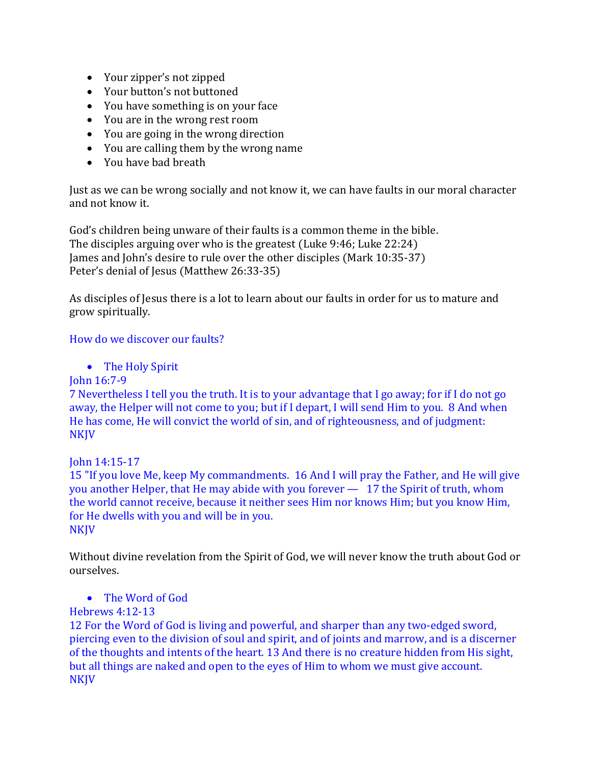- Your zipper's not zipped
- Your button's not buttoned
- You have something is on your face
- You are in the wrong rest room
- You are going in the wrong direction
- You are calling them by the wrong name
- You have bad breath

Just as we can be wrong socially and not know it, we can have faults in our moral character and not know it.

God's children being unware of their faults is a common theme in the bible.
The disciples arguing over who is the greatest (Luke 9:46; Luke 22:24)
James and John's desire to rule over the other disciples (Mark 10:35-37)
Peter's denial of Jesus (Matthew 26:33-35)

As disciples of Jesus there is a lot to learn about our faults in order for us to mature and grow spiritually.

How do we discover our faults?

- The Holy Spirit

John 16:7-9
7 Nevertheless I tell you the truth. It is to your advantage that I go away; for if I do not go away, the Helper will not come to you; but if I depart, I will send Him to you. 8 And when He has come, He will convict the world of sin, and of righteousness, and of judgment:
NKJV

John 14:15-17
15 "If you love Me, keep My commandments. 16 And I will pray the Father, and He will give you another Helper, that He may abide with you forever — 17 the Spirit of truth, whom the world cannot receive, because it neither sees Him nor knows Him; but you know Him, for He dwells with you and will be in you.
NKJV

Without divine revelation from the Spirit of God, we will never know the truth about God or ourselves.

- The Word of God

Hebrews 4:12-13
12 For the Word of God is living and powerful, and sharper than any two-edged sword, piercing even to the division of soul and spirit, and of joints and marrow, and is a discerner of the thoughts and intents of the heart. 13 And there is no creature hidden from His sight, but all things are naked and open to the eyes of Him to whom we must give account.
NKJV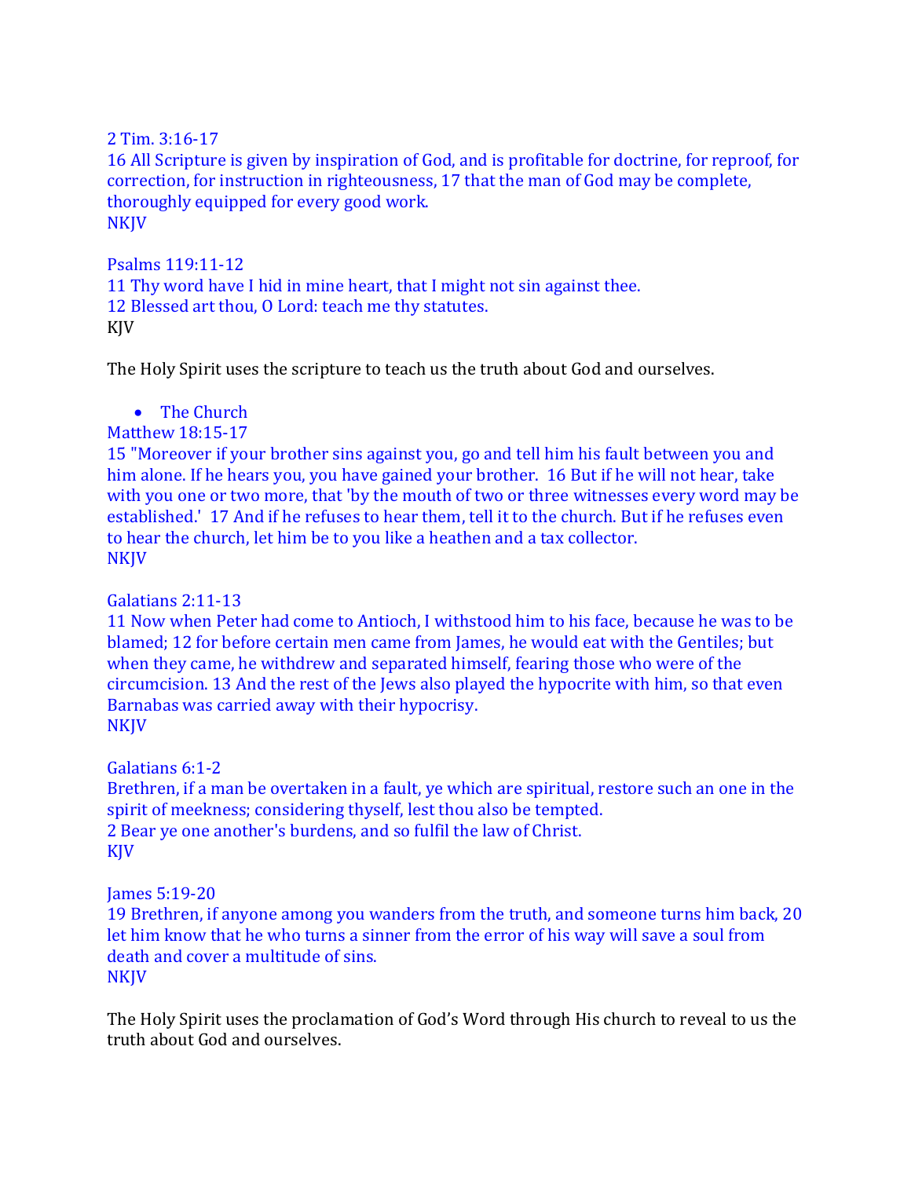2 Tim. 3:16-17
16 All Scripture is given by inspiration of God, and is profitable for doctrine, for reproof, for correction, for instruction in righteousness, 17 that the man of God may be complete, thoroughly equipped for every good work.
NKJV

Psalms 119:11-12
11 Thy word have I hid in mine heart, that I might not sin against thee.
12 Blessed art thou, O Lord: teach me thy statutes.
KJV

The Holy Spirit uses the scripture to teach us the truth about God and ourselves.

- The Church

Matthew 18:15-17
15 "Moreover if your brother sins against you, go and tell him his fault between you and him alone. If he hears you, you have gained your brother. 16 But if he will not hear, take with you one or two more, that 'by the mouth of two or three witnesses every word may be established.' 17 And if he refuses to hear them, tell it to the church. But if he refuses even to hear the church, let him be to you like a heathen and a tax collector.
NKJV

Galatians 2:11-13
11 Now when Peter had come to Antioch, I withstood him to his face, because he was to be blamed; 12 for before certain men came from James, he would eat with the Gentiles; but when they came, he withdrew and separated himself, fearing those who were of the circumcision. 13 And the rest of the Jews also played the hypocrite with him, so that even Barnabas was carried away with their hypocrisy.
NKJV

Galatians 6:1-2
Brethren, if a man be overtaken in a fault, ye which are spiritual, restore such an one in the spirit of meekness; considering thyself, lest thou also be tempted.
2 Bear ye one another's burdens, and so fulfil the law of Christ.
KJV

James 5:19-20
19 Brethren, if anyone among you wanders from the truth, and someone turns him back, 20 let him know that he who turns a sinner from the error of his way will save a soul from death and cover a multitude of sins.
NKJV

The Holy Spirit uses the proclamation of God's Word through His church to reveal to us the truth about God and ourselves.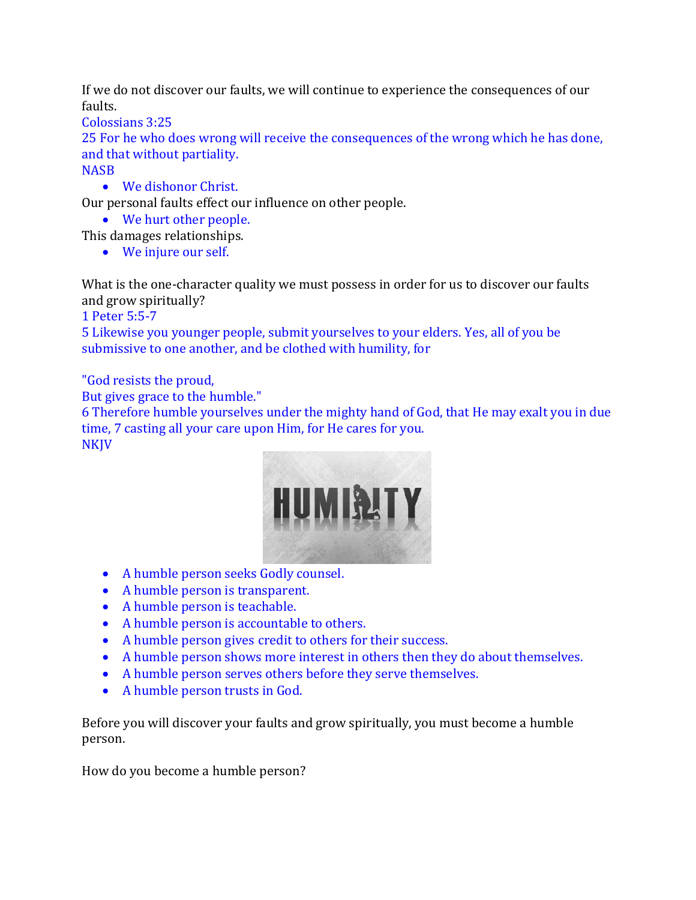If we do not discover our faults, we will continue to experience the consequences of our faults.

Colossians 3:25

25 For he who does wrong will receive the consequences of the wrong which he has done, and that without partiality.

NASB

- We dishonor Christ.

Our personal faults effect our influence on other people.

- We hurt other people.

This damages relationships.

- We injure our self.

What is the one-character quality we must possess in order for us to discover our faults and grow spiritually?

1 Peter 5:5-7

5 Likewise you younger people, submit yourselves to your elders. Yes, all of you be submissive to one another, and be clothed with humility, for

"God resists the proud,
But gives grace to the humble."

6 Therefore humble yourselves under the mighty hand of God, that He may exalt you in due time, 7 casting all your care upon Him, for He cares for you.

NKJV

- A humble person seeks Godly counsel.
- A humble person is transparent.
- A humble person is teachable.
- A humble person is accountable to others.
- A humble person gives credit to others for their success.
- A humble person shows more interest in others then they do about themselves.
- A humble person serves others before they serve themselves.
- A humble person trusts in God.

Before you will discover your faults and grow spiritually, you must become a humble person.

How do you become a humble person?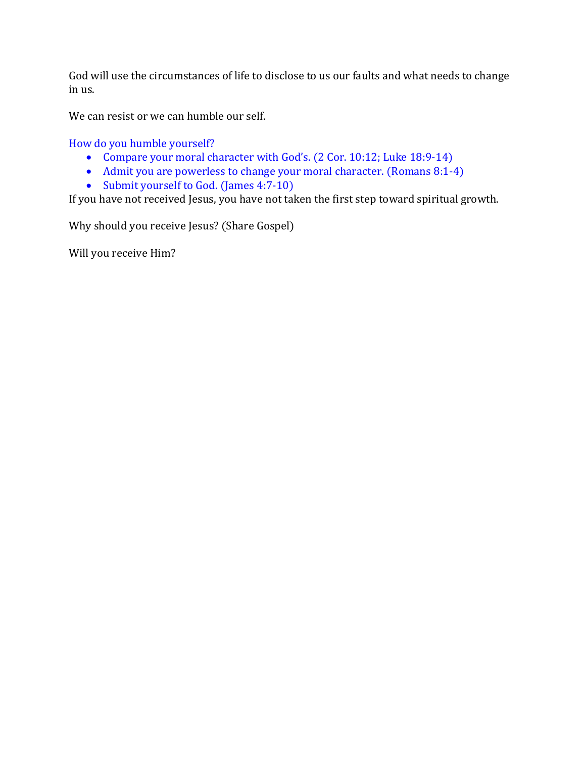God will use the circumstances of life to disclose to us our faults and what needs to change in us.

We can resist or we can humble our self.

How do you humble yourself?

- Compare your moral character with God's. (2 Cor. 10:12; Luke 18:9-14)
- Admit you are powerless to change your moral character. (Romans 8:1-4)
- Submit yourself to God. (James 4:7-10)

If you have not received Jesus, you have not taken the first step toward spiritual growth.

Why should you receive Jesus? (Share Gospel)

Will you receive Him?